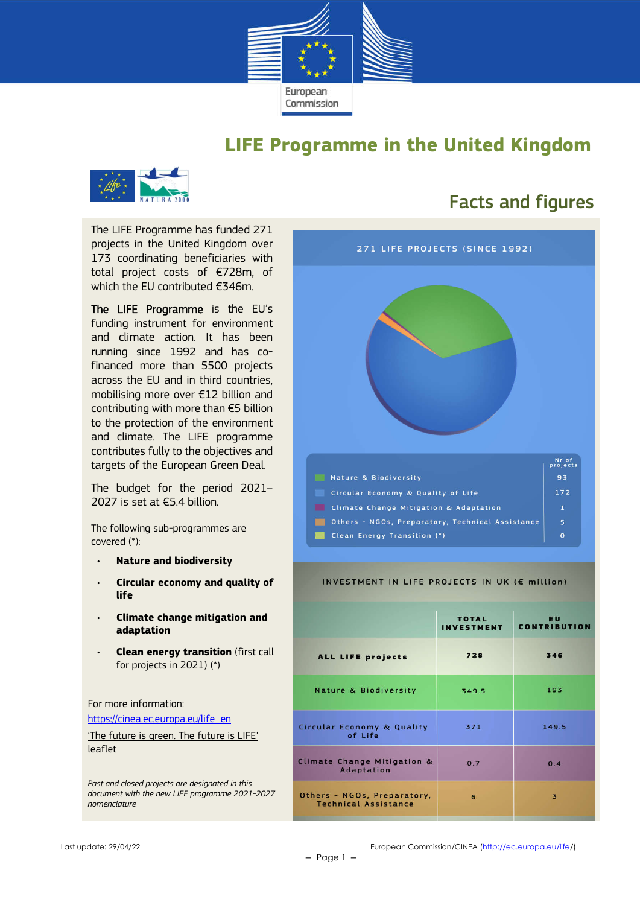# LIFE Programme in the United Kingdom

## Facts and figures

The LIFE Programme has funded 271 projects in the United Kingdom over 173 coordinating beneficiaries with total project costs of €728m, of which the EU contributed €346m.

**The LIFE Programme** is the EU's funding instrument for environment and climate action. It has been running since 1992 and has co-financed more than 5500 projects across the EU and in third countries, mobilising more over €12 billion and contributing with more than €5 billion to the protection of the environment and climate. The LIFE programme contributes fully to the objectives and targets of the European Green Deal.

The budget for the period 2021–2027 is set at €5.4 billion.

The following sub-programmes are covered (*):

- **Nature and biodiversity**
- **Circular economy and quality of life**
- **Climate change mitigation and adaptation**
- **Clean energy transition** (first call for projects in 2021) (*)

For more information:

https://cinea.ec.europa.eu/life_en

'The future is green. The future is LIFE' leaflet

*Past and closed projects are designated in this document with the new LIFE programme 2021-2027 nomenclature*

### 271 LIFE PROJECTS (SINCE 1992)

| | Nr of projects |
|---|---|
| Nature & Biodiversity | 93 |
| Circular Economy & Quality of Life | 172 |
| Climate Change Mitigation & Adaptation | 1 |
| Others - NGOs, Preparatory, Technical Assistance | 5 |
| Clean Energy Transition (*) | 0 |

### INVESTMENT IN LIFE PROJECTS IN UK (€ million)

| | TOTAL INVESTMENT | EU CONTRIBUTION |
|---|---|---|
| ALL LIFE projects | 728 | 346 |
| Nature & Biodiversity | 349.5 | 193 |
| Circular Economy & Quality of Life | 371 | 149.5 |
| Climate Change Mitigation & Adaptation | 0.7 | 0.4 |
| Others - NGOs, Preparatory, Technical Assistance | 6 | 3 |

Last update: 29/04/22

European Commission/CINEA (http://ec.europa.eu/life/)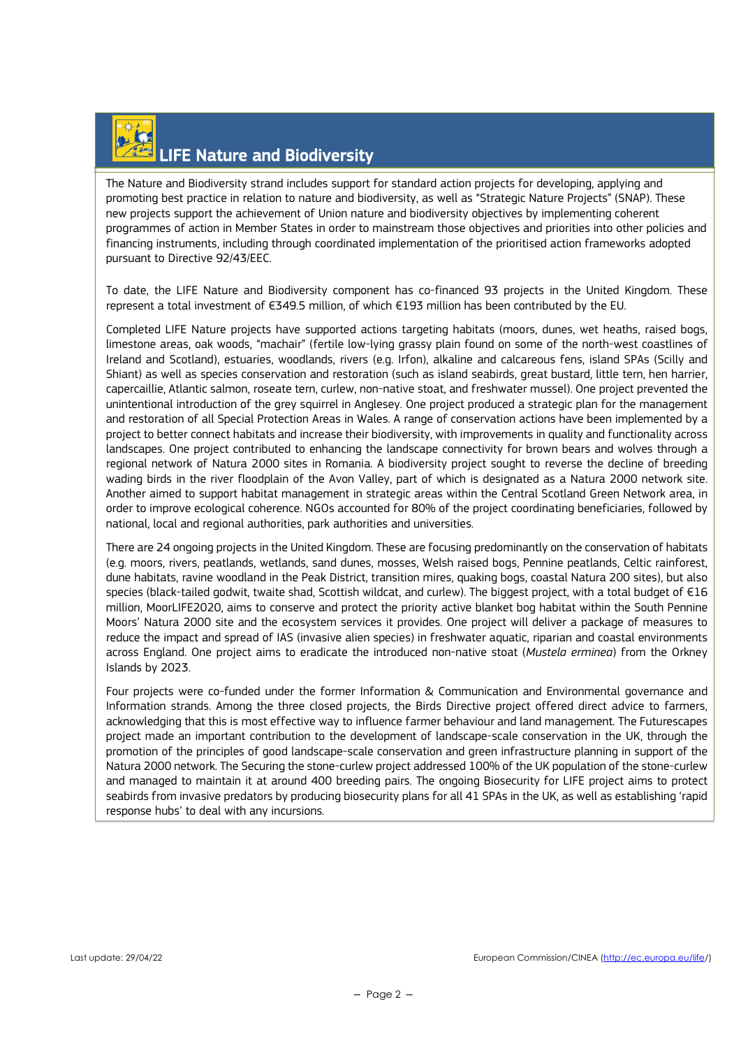## LIFE Nature and Biodiversity

The Nature and Biodiversity strand includes support for standard action projects for developing, applying and promoting best practice in relation to nature and biodiversity, as well as "Strategic Nature Projects" (SNAP). These new projects support the achievement of Union nature and biodiversity objectives by implementing coherent programmes of action in Member States in order to mainstream those objectives and priorities into other policies and financing instruments, including through coordinated implementation of the prioritised action frameworks adopted pursuant to Directive 92/43/EEC.

To date, the LIFE Nature and Biodiversity component has co-financed 93 projects in the United Kingdom. These represent a total investment of €349.5 million, of which €193 million has been contributed by the EU.

Completed LIFE Nature projects have supported actions targeting habitats (moors, dunes, wet heaths, raised bogs, limestone areas, oak woods, "machair" (fertile low-lying grassy plain found on some of the north-west coastlines of Ireland and Scotland), estuaries, woodlands, rivers (e.g. Irfon), alkaline and calcareous fens, island SPAs (Scilly and Shiant) as well as species conservation and restoration (such as island seabirds, great bustard, little tern, hen harrier, capercaillie, Atlantic salmon, roseate tern, curlew, non-native stoat, and freshwater mussel). One project prevented the unintentional introduction of the grey squirrel in Anglesey. One project produced a strategic plan for the management and restoration of all Special Protection Areas in Wales. A range of conservation actions have been implemented by a project to better connect habitats and increase their biodiversity, with improvements in quality and functionality across landscapes. One project contributed to enhancing the landscape connectivity for brown bears and wolves through a regional network of Natura 2000 sites in Romania. A biodiversity project sought to reverse the decline of breeding wading birds in the river floodplain of the Avon Valley, part of which is designated as a Natura 2000 network site. Another aimed to support habitat management in strategic areas within the Central Scotland Green Network area, in order to improve ecological coherence. NGOs accounted for 80% of the project coordinating beneficiaries, followed by national, local and regional authorities, park authorities and universities.

There are 24 ongoing projects in the United Kingdom. These are focusing predominantly on the conservation of habitats (e.g. moors, rivers, peatlands, wetlands, sand dunes, mosses, Welsh raised bogs, Pennine peatlands, Celtic rainforest, dune habitats, ravine woodland in the Peak District, transition mires, quaking bogs, coastal Natura 200 sites), but also species (black-tailed godwit, twaite shad, Scottish wildcat, and curlew). The biggest project, with a total budget of €16 million, MoorLIFE2020, aims to conserve and protect the priority active blanket bog habitat within the South Pennine Moors' Natura 2000 site and the ecosystem services it provides. One project will deliver a package of measures to reduce the impact and spread of IAS (invasive alien species) in freshwater aquatic, riparian and coastal environments across England. One project aims to eradicate the introduced non-native stoat (*Mustela erminea*) from the Orkney Islands by 2023.

Four projects were co-funded under the former Information & Communication and Environmental governance and Information strands. Among the three closed projects, the Birds Directive project offered direct advice to farmers, acknowledging that this is most effective way to influence farmer behaviour and land management. The Futurescapes project made an important contribution to the development of landscape-scale conservation in the UK, through the promotion of the principles of good landscape-scale conservation and green infrastructure planning in support of the Natura 2000 network. The Securing the stone-curlew project addressed 100% of the UK population of the stone-curlew and managed to maintain it at around 400 breeding pairs. The ongoing Biosecurity for LIFE project aims to protect seabirds from invasive predators by producing biosecurity plans for all 41 SPAs in the UK, as well as establishing 'rapid response hubs' to deal with any incursions.

Last update: 29/04/22

European Commission/CINEA (http://ec.europa.eu/life/)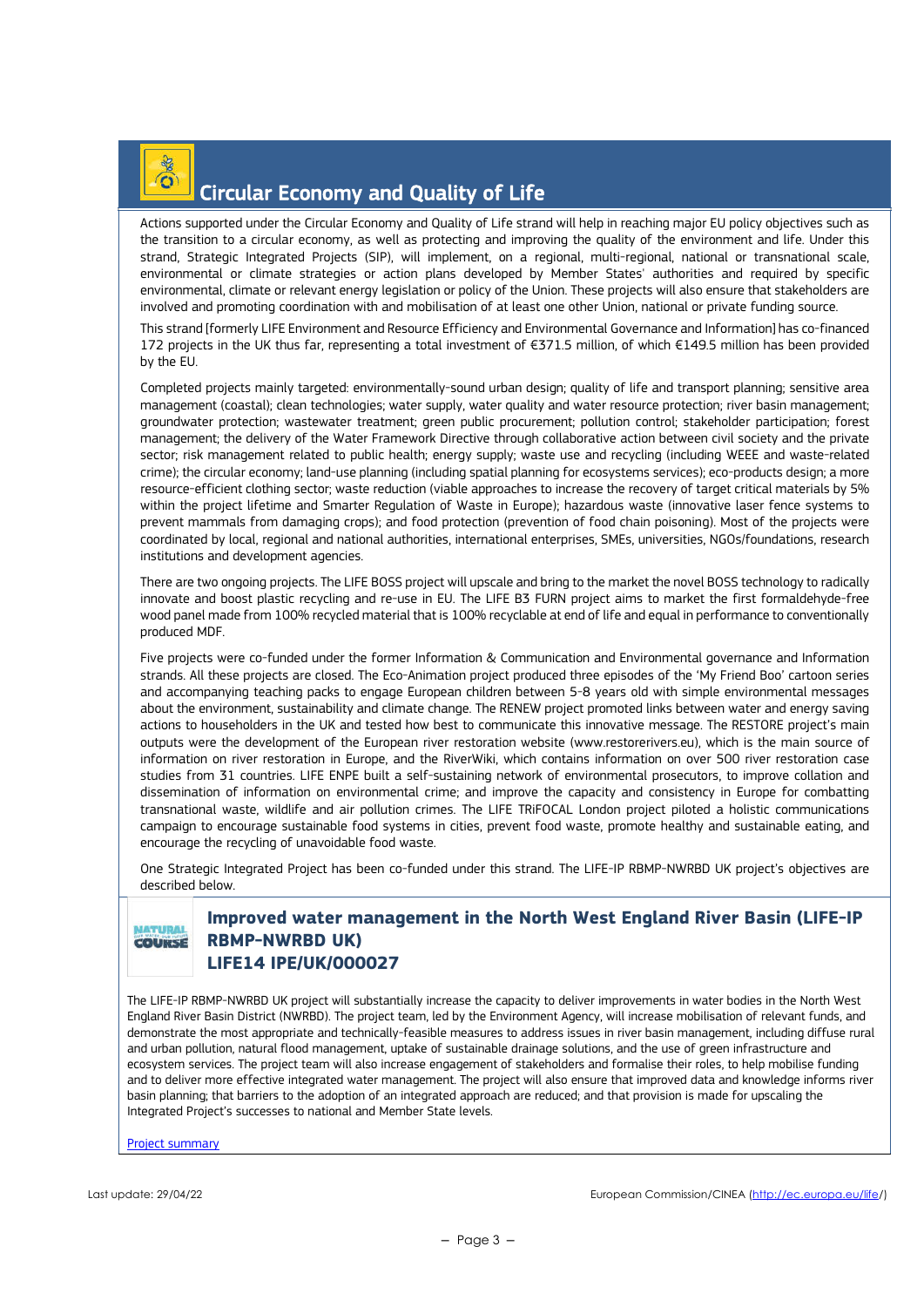## Circular Economy and Quality of Life

Actions supported under the Circular Economy and Quality of Life strand will help in reaching major EU policy objectives such as the transition to a circular economy, as well as protecting and improving the quality of the environment and life. Under this strand, Strategic Integrated Projects (SIP), will implement, on a regional, multi-regional, national or transnational scale, environmental or climate strategies or action plans developed by Member States' authorities and required by specific environmental, climate or relevant energy legislation or policy of the Union. These projects will also ensure that stakeholders are involved and promoting coordination with and mobilisation of at least one other Union, national or private funding source.

This strand [formerly LIFE Environment and Resource Efficiency and Environmental Governance and Information] has co-financed 172 projects in the UK thus far, representing a total investment of €371.5 million, of which €149.5 million has been provided by the EU.

Completed projects mainly targeted: environmentally-sound urban design; quality of life and transport planning; sensitive area management (coastal); clean technologies; water supply, water quality and water resource protection; river basin management; groundwater protection; wastewater treatment; green public procurement; pollution control; stakeholder participation; forest management; the delivery of the Water Framework Directive through collaborative action between civil society and the private sector; risk management related to public health; energy supply; waste use and recycling (including WEEE and waste-related crime); the circular economy; land-use planning (including spatial planning for ecosystems services); eco-products design; a more resource-efficient clothing sector; waste reduction (viable approaches to increase the recovery of target critical materials by 5% within the project lifetime and Smarter Regulation of Waste in Europe); hazardous waste (innovative laser fence systems to prevent mammals from damaging crops); and food protection (prevention of food chain poisoning). Most of the projects were coordinated by local, regional and national authorities, international enterprises, SMEs, universities, NGOs/foundations, research institutions and development agencies.

There are two ongoing projects. The LIFE BOSS project will upscale and bring to the market the novel BOSS technology to radically innovate and boost plastic recycling and re-use in EU. The LIFE B3 FURN project aims to market the first formaldehyde-free wood panel made from 100% recycled material that is 100% recyclable at end of life and equal in performance to conventionally produced MDF.

Five projects were co-funded under the former Information & Communication and Environmental governance and Information strands. All these projects are closed. The Eco-Animation project produced three episodes of the 'My Friend Boo' cartoon series and accompanying teaching packs to engage European children between 5-8 years old with simple environmental messages about the environment, sustainability and climate change. The RENEW project promoted links between water and energy saving actions to householders in the UK and tested how best to communicate this innovative message. The RESTORE project's main outputs were the development of the European river restoration website (www.restorerivers.eu), which is the main source of information on river restoration in Europe, and the RiverWiki, which contains information on over 500 river restoration case studies from 31 countries. LIFE ENPE built a self-sustaining network of environmental prosecutors, to improve collation and dissemination of information on environmental crime; and improve the capacity and consistency in Europe for combatting transnational waste, wildlife and air pollution crimes. The LIFE TRiFOCAL London project piloted a holistic communications campaign to encourage sustainable food systems in cities, prevent food waste, promote healthy and sustainable eating, and encourage the recycling of unavoidable food waste.

One Strategic Integrated Project has been co-funded under this strand. The LIFE-IP RBMP-NWRBD UK project's objectives are described below.

### Improved water management in the North West England River Basin (LIFE-IP RBMP-NWRBD UK) LIFE14 IPE/UK/000027

The LIFE-IP RBMP-NWRBD UK project will substantially increase the capacity to deliver improvements in water bodies in the North West England River Basin District (NWRBD). The project team, led by the Environment Agency, will increase mobilisation of relevant funds, and demonstrate the most appropriate and technically-feasible measures to address issues in river basin management, including diffuse rural and urban pollution, natural flood management, uptake of sustainable drainage solutions, and the use of green infrastructure and ecosystem services. The project team will also increase engagement of stakeholders and formalise their roles, to help mobilise funding and to deliver more effective integrated water management. The project will also ensure that improved data and knowledge informs river basin planning; that barriers to the adoption of an integrated approach are reduced; and that provision is made for upscaling the Integrated Project's successes to national and Member State levels.

Project summary

Last update: 29/04/22

European Commission/CINEA (http://ec.europa.eu/life/)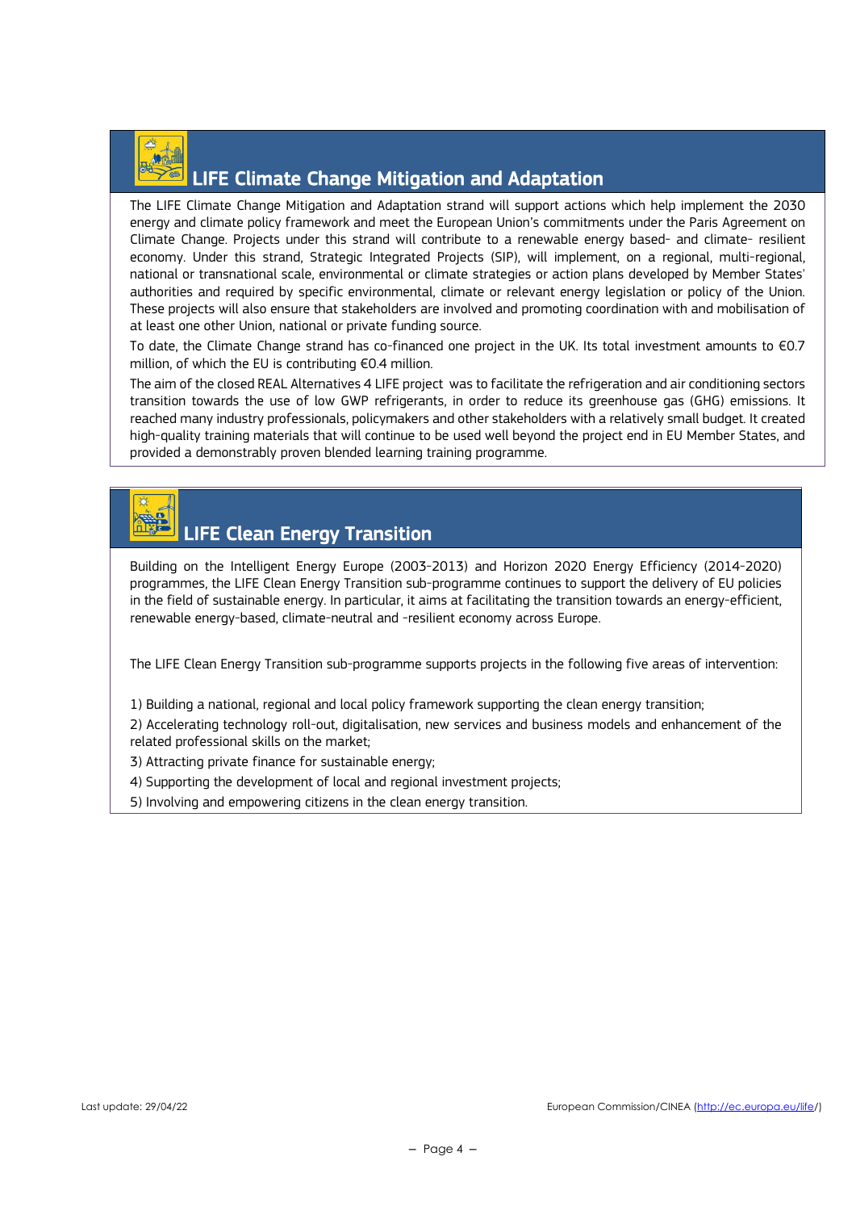## LIFE Climate Change Mitigation and Adaptation

The LIFE Climate Change Mitigation and Adaptation strand will support actions which help implement the 2030 energy and climate policy framework and meet the European Union's commitments under the Paris Agreement on Climate Change. Projects under this strand will contribute to a renewable energy based- and climate- resilient economy. Under this strand, Strategic Integrated Projects (SIP), will implement, on a regional, multi-regional, national or transnational scale, environmental or climate strategies or action plans developed by Member States' authorities and required by specific environmental, climate or relevant energy legislation or policy of the Union. These projects will also ensure that stakeholders are involved and promoting coordination with and mobilisation of at least one other Union, national or private funding source.

To date, the Climate Change strand has co-financed one project in the UK. Its total investment amounts to €0.7 million, of which the EU is contributing €0.4 million.

The aim of the closed REAL Alternatives 4 LIFE project was to facilitate the refrigeration and air conditioning sectors transition towards the use of low GWP refrigerants, in order to reduce its greenhouse gas (GHG) emissions. It reached many industry professionals, policymakers and other stakeholders with a relatively small budget. It created high-quality training materials that will continue to be used well beyond the project end in EU Member States, and provided a demonstrably proven blended learning training programme.

## LIFE Clean Energy Transition

Building on the Intelligent Energy Europe (2003-2013) and Horizon 2020 Energy Efficiency (2014-2020) programmes, the LIFE Clean Energy Transition sub-programme continues to support the delivery of EU policies in the field of sustainable energy. In particular, it aims at facilitating the transition towards an energy-efficient, renewable energy-based, climate-neutral and -resilient economy across Europe.

The LIFE Clean Energy Transition sub-programme supports projects in the following five areas of intervention:

1) Building a national, regional and local policy framework supporting the clean energy transition;
2) Accelerating technology roll-out, digitalisation, new services and business models and enhancement of the related professional skills on the market;
3) Attracting private finance for sustainable energy;
4) Supporting the development of local and regional investment projects;
5) Involving and empowering citizens in the clean energy transition.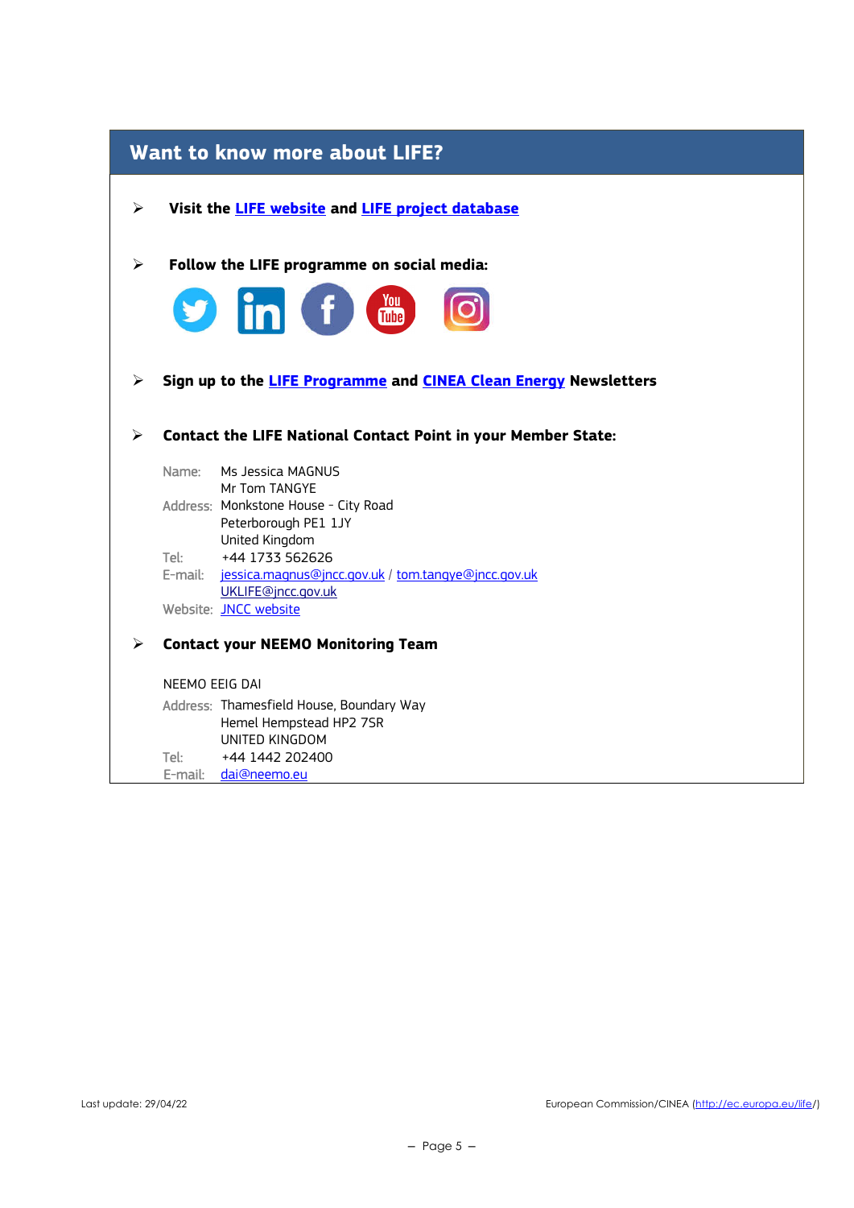## Want to know more about LIFE?

- **Visit the LIFE website and LIFE project database**

- **Follow the LIFE programme on social media:**

- **Sign up to the LIFE Programme and CINEA Clean Energy Newsletters**

- **Contact the LIFE National Contact Point in your Member State:**

  Name: Ms Jessica MAGNUS
  Mr Tom TANGYE
  Address: Monkstone House - City Road
  Peterborough PE1 1JY
  United Kingdom
  Tel: +44 1733 562626
  E-mail: jessica.magnus@jncc.gov.uk / tom.tangye@jncc.gov.uk
  UKLIFE@jncc.gov.uk
  Website: JNCC website

- **Contact your NEEMO Monitoring Team**

  NEEMO EEIG DAI
  Address: Thamesfield House, Boundary Way
  Hemel Hempstead HP2 7SR
  UNITED KINGDOM
  Tel: +44 1442 202400
  E-mail: dai@neemo.eu

Last update: 29/04/22 European Commission/CINEA (http://ec.europa.eu/life/)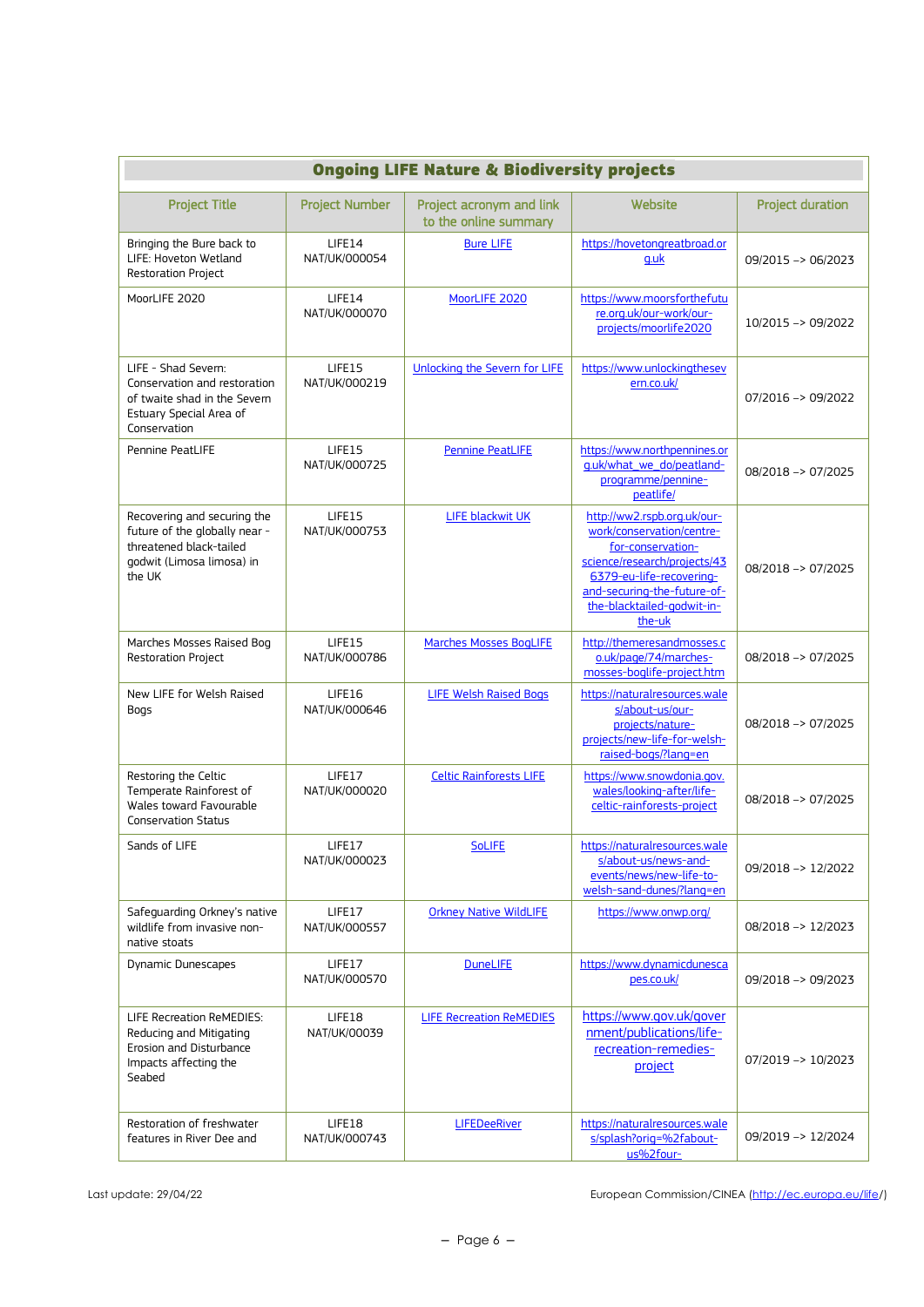| Ongoing LIFE Nature & Biodiversity projects | | | | |
|---|---|---|---|---|
| Project Title | Project Number | Project acronym and link to the online summary | Website | Project duration |
| Bringing the Bure back to LIFE: Hoveton Wetland Restoration Project | LIFE14 NAT/UK/000054 | Bure LIFE | https://hovetongreatbroad.org.uk | 09/2015 –> 06/2023 |
| MoorLIFE 2020 | LIFE14 NAT/UK/000070 | MoorLIFE 2020 | https://www.moorsforthefuture.org.uk/our-work/our-projects/moorlife2020 | 10/2015 –> 09/2022 |
| LIFE - Shad Severn: Conservation and restoration of twaite shad in the Severn Estuary Special Area of Conservation | LIFE15 NAT/UK/000219 | Unlocking the Severn for LIFE | https://www.unlockingthesevern.co.uk/ | 07/2016 –> 09/2022 |
| Pennine PeatLIFE | LIFE15 NAT/UK/000725 | Pennine PeatLIFE | https://www.northpennines.org.uk/what_we_do/peatland-programme/pennine-peatlife/ | 08/2018 –> 07/2025 |
| Recovering and securing the future of the globally near - threatened black-tailed godwit (Limosa limosa) in the UK | LIFE15 NAT/UK/000753 | LIFE blackwit UK | http://ww2.rspb.org.uk/our-work/conservation/centre-for-conservation-science/research/projects/436379-eu-life-recovering-and-securing-the-future-of-the-blacktailed-godwit-in-the-uk | 08/2018 –> 07/2025 |
| Marches Mosses Raised Bog Restoration Project | LIFE15 NAT/UK/000786 | Marches Mosses BogLIFE | http://themeresandmosses.co.uk/page/74/marches-mosses-boglife-project.htm | 08/2018 –> 07/2025 |
| New LIFE for Welsh Raised Bogs | LIFE16 NAT/UK/000646 | LIFE Welsh Raised Bogs | https://naturalresources.wales/about-us/our-projects/nature-projects/new-life-for-welsh-raised-bogs/?lang=en | 08/2018 –> 07/2025 |
| Restoring the Celtic Temperate Rainforest of Wales toward Favourable Conservation Status | LIFE17 NAT/UK/000020 | Celtic Rainforests LIFE | https://www.snowdonia.gov.wales/looking-after/life-celtic-rainforests-project | 08/2018 –> 07/2025 |
| Sands of LIFE | LIFE17 NAT/UK/000023 | SoLIFE | https://naturalresources.wales/about-us/news-and-events/news/new-life-to-welsh-sand-dunes/?lang=en | 09/2018 –> 12/2022 |
| Safeguarding Orkney's native wildlife from invasive non-native stoats | LIFE17 NAT/UK/000557 | Orkney Native WildLIFE | https://www.onwp.org/ | 08/2018 –> 12/2023 |
| Dynamic Dunescapes | LIFE17 NAT/UK/000570 | DuneLIFE | https://www.dynamicdunescapes.co.uk/ | 09/2018 –> 09/2023 |
| LIFE Recreation ReMEDIES: Reducing and Mitigating Erosion and Disturbance Impacts affecting the Seabed | LIFE18 NAT/UK/00039 | LIFE Recreation ReMEDIES | https://www.gov.uk/government/publications/life-recreation-remedies-project | 07/2019 –> 10/2023 |
| Restoration of freshwater features in River Dee and | LIFE18 NAT/UK/000743 | LIFEDeeRiver | https://naturalresources.wales/splash?orig=%2fabout-us%2four- | 09/2019 –> 12/2024 |

Last update: 29/04/22

European Commission/CINEA (http://ec.europa.eu/life/)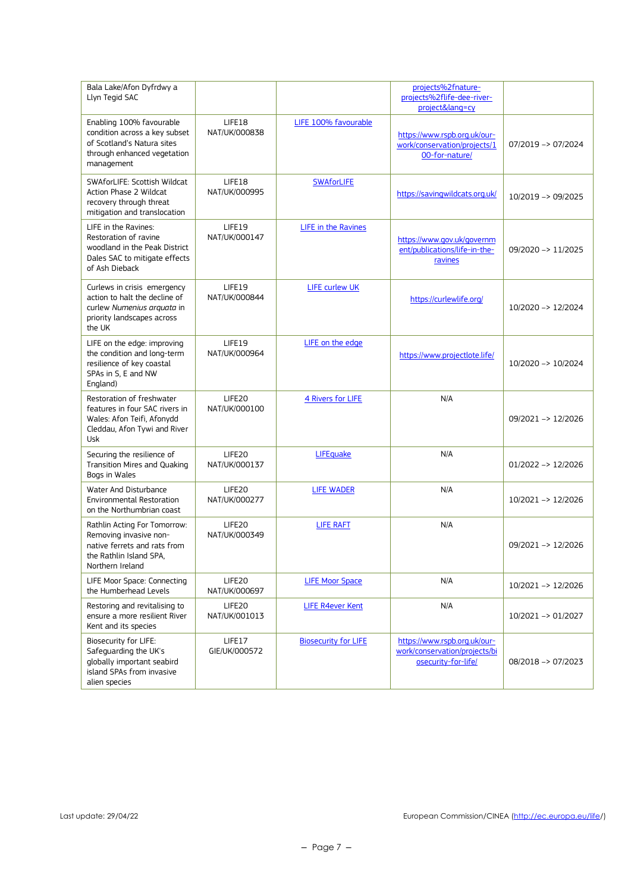| | | | | |
|---|---|---|---|---|
| Bala Lake/Afon Dyfrdwy a Llyn Tegid SAC | | | projects%2fnature-projects%2flife-dee-river-project&lang=cy | |
| Enabling 100% favourable condition across a key subset of Scotland's Natura sites through enhanced vegetation management | LIFE18 NAT/UK/000838 | LIFE 100% favourable | https://www.rspb.org.uk/our-work/conservation/projects/100-for-nature/ | 07/2019 –> 07/2024 |
| SWAforLIFE: Scottish Wildcat Action Phase 2 Wildcat recovery through threat mitigation and translocation | LIFE18 NAT/UK/000995 | SWAforLIFE | https://savingwildcats.org.uk/ | 10/2019 –> 09/2025 |
| LIFE in the Ravines: Restoration of ravine woodland in the Peak District Dales SAC to mitigate effects of Ash Dieback | LIFE19 NAT/UK/000147 | LIFE in the Ravines | https://www.gov.uk/government/publications/life-in-the-ravines | 09/2020 –> 11/2025 |
| Curlews in crisis emergency action to halt the decline of curlew *Numenius arquata* in priority landscapes across the UK | LIFE19 NAT/UK/000844 | LIFE curlew UK | https://curlewlife.org/ | 10/2020 –> 12/2024 |
| LIFE on the edge: improving the condition and long-term resilience of key coastal SPAs in S, E and NW England) | LIFE19 NAT/UK/000964 | LIFE on the edge | https://www.projectlote.life/ | 10/2020 –> 10/2024 |
| Restoration of freshwater features in four SAC rivers in Wales: Afon Teifi, Afonydd Cleddau, Afon Tywi and River Usk | LIFE20 NAT/UK/000100 | 4 Rivers for LIFE | N/A | 09/2021 –> 12/2026 |
| Securing the resilience of Transition Mires and Quaking Bogs in Wales | LIFE20 NAT/UK/000137 | LIFEquake | N/A | 01/2022 –> 12/2026 |
| Water And Disturbance Environmental Restoration on the Northumbrian coast | LIFE20 NAT/UK/000277 | LIFE WADER | N/A | 10/2021 –> 12/2026 |
| Rathlin Acting For Tomorrow: Removing invasive non-native ferrets and rats from the Rathlin Island SPA, Northern Ireland | LIFE20 NAT/UK/000349 | LIFE RAFT | N/A | 09/2021 –> 12/2026 |
| LIFE Moor Space: Connecting the Humberhead Levels | LIFE20 NAT/UK/000697 | LIFE Moor Space | N/A | 10/2021 –> 12/2026 |
| Restoring and revitalising to ensure a more resilient River Kent and its species | LIFE20 NAT/UK/001013 | LIFE R4ever Kent | N/A | 10/2021 –> 01/2027 |
| Biosecurity for LIFE: Safeguarding the UK's globally important seabird island SPAs from invasive alien species | LIFE17 GIE/UK/000572 | Biosecurity for LIFE | https://www.rspb.org.uk/our-work/conservation/projects/biosecurity-for-life/ | 08/2018 –> 07/2023 |

Last update: 29/04/22

European Commission/CINEA (http://ec.europa.eu/life/)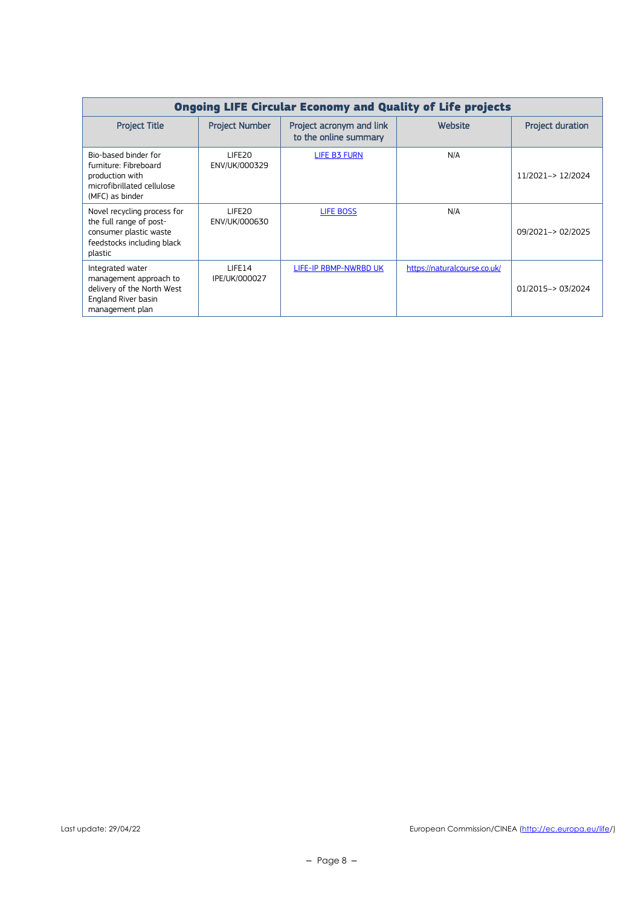| Ongoing LIFE Circular Economy and Quality of Life projects | | | | |
|---|---|---|---|---|
| Project Title | Project Number | Project acronym and link to the online summary | Website | Project duration |
| Bio-based binder for furniture: Fibreboard production with microfibrillated cellulose (MFC) as binder | LIFE20 ENV/UK/000329 | LIFE B3 FURN | N/A | 11/2021–> 12/2024 |
| Novel recycling process for the full range of post-consumer plastic waste feedstocks including black plastic | LIFE20 ENV/UK/000630 | LIFE BOSS | N/A | 09/2021–> 02/2025 |
| Integrated water management approach to delivery of the North West England River basin management plan | LIFE14 IPE/UK/000027 | LIFE-IP RBMP-NWRBD UK | https://naturalcourse.co.uk/ | 01/2015–> 03/2024 |

Last update: 29/04/22

European Commission/CINEA (http://ec.europa.eu/life/)